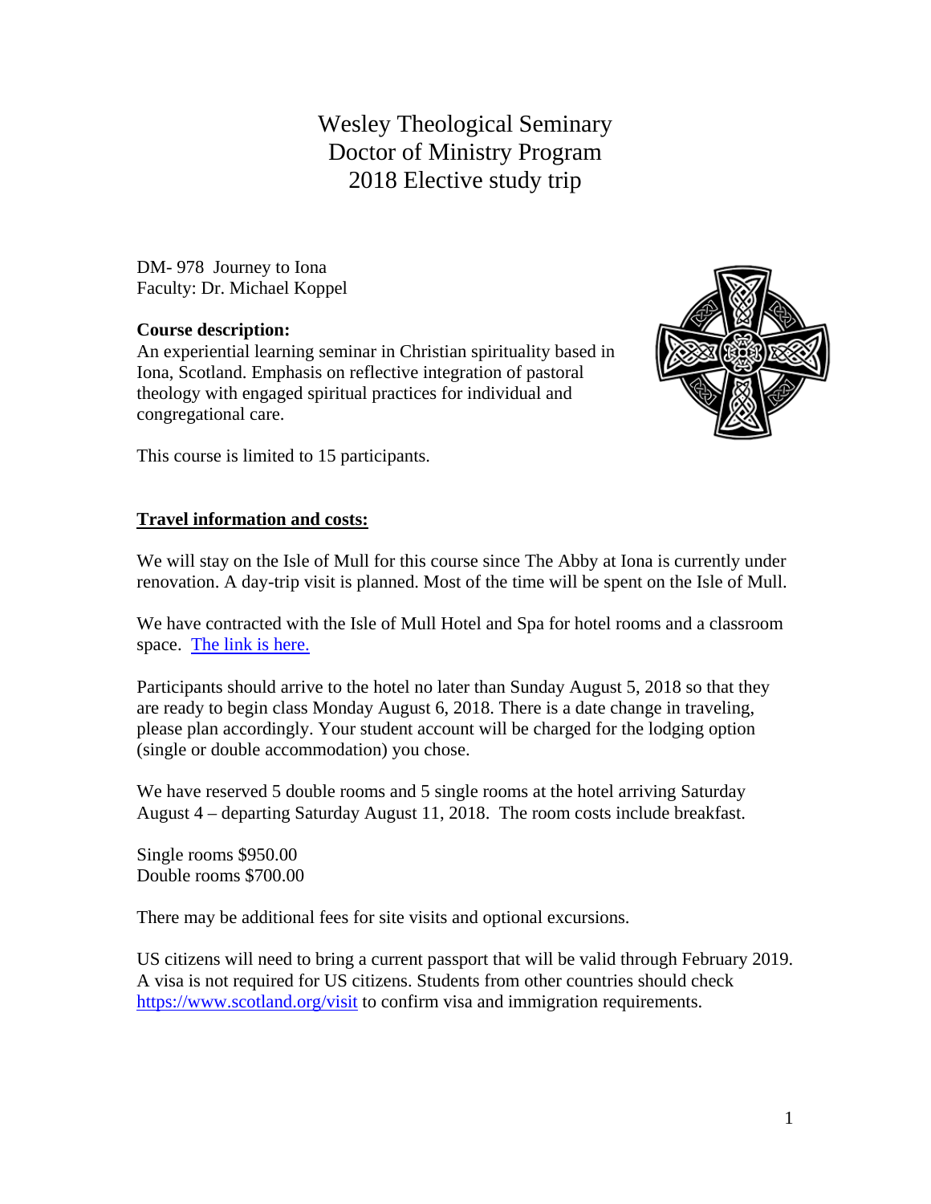# Wesley Theological Seminary
# Doctor of Ministry Program
# 2018 Elective study trip

DM- 978 Journey to Iona
Faculty: Dr. Michael Koppel

**Course description:**
An experiential learning seminar in Christian spirituality based in Iona, Scotland. Emphasis on reflective integration of pastoral theology with engaged spiritual practices for individual and congregational care.

This course is limited to 15 participants.

**Travel information and costs:**

We will stay on the Isle of Mull for this course since The Abby at Iona is currently under renovation. A day-trip visit is planned. Most of the time will be spent on the Isle of Mull.

We have contracted with the Isle of Mull Hotel and Spa for hotel rooms and a classroom space. The link is here.

Participants should arrive to the hotel no later than Sunday August 5, 2018 so that they are ready to begin class Monday August 6, 2018. There is a date change in traveling, please plan accordingly. Your student account will be charged for the lodging option (single or double accommodation) you chose.

We have reserved 5 double rooms and 5 single rooms at the hotel arriving Saturday August 4 – departing Saturday August 11, 2018. The room costs include breakfast.

Single rooms $950.00
Double rooms $700.00

There may be additional fees for site visits and optional excursions.

US citizens will need to bring a current passport that will be valid through February 2019. A visa is not required for US citizens. Students from other countries should check https://www.scotland.org/visit to confirm visa and immigration requirements.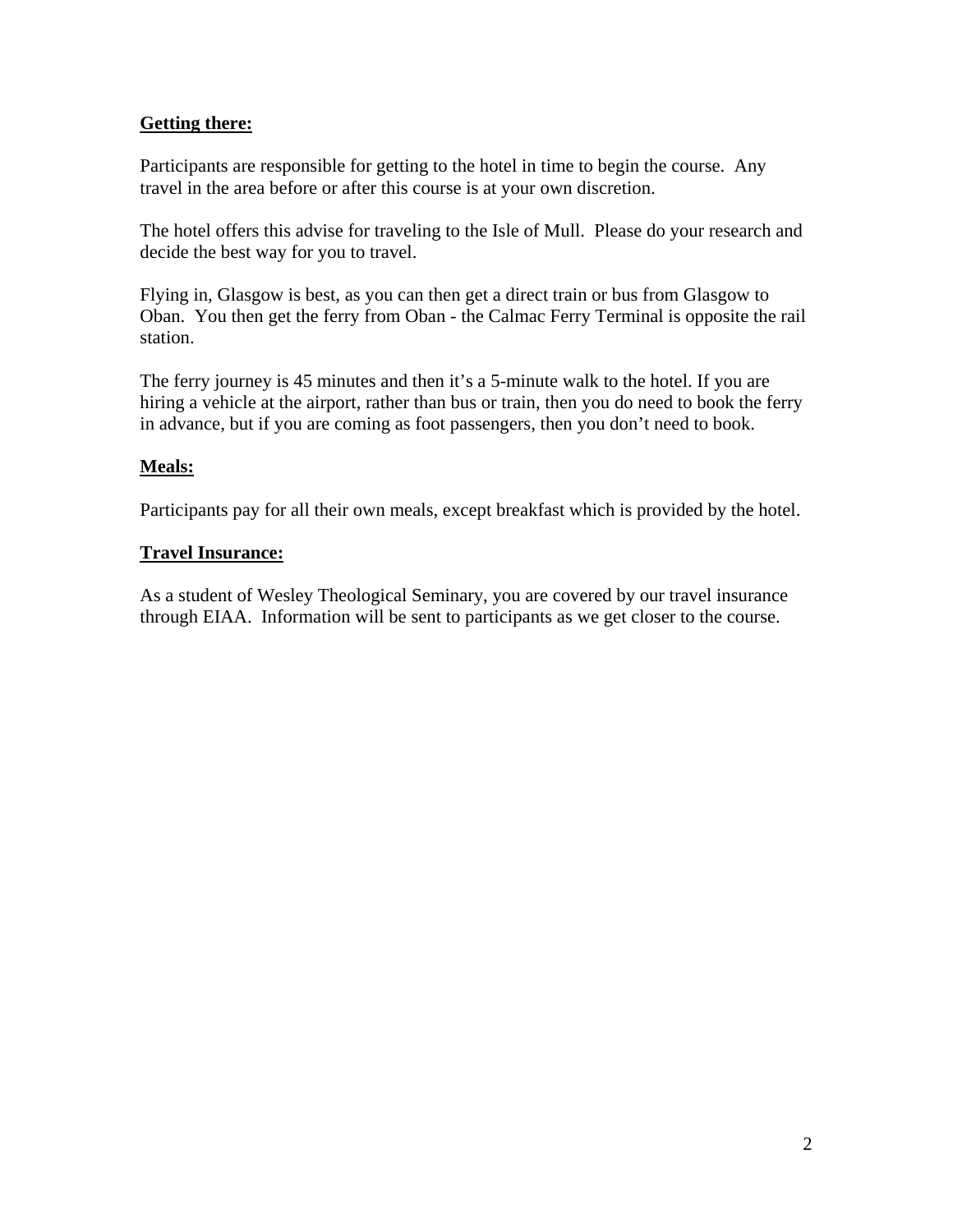**Getting there:**

Participants are responsible for getting to the hotel in time to begin the course. Any travel in the area before or after this course is at your own discretion.

The hotel offers this advise for traveling to the Isle of Mull. Please do your research and decide the best way for you to travel.

Flying in, Glasgow is best, as you can then get a direct train or bus from Glasgow to Oban. You then get the ferry from Oban - the Calmac Ferry Terminal is opposite the rail station.

The ferry journey is 45 minutes and then it's a 5-minute walk to the hotel. If you are hiring a vehicle at the airport, rather than bus or train, then you do need to book the ferry in advance, but if you are coming as foot passengers, then you don't need to book.

**Meals:**

Participants pay for all their own meals, except breakfast which is provided by the hotel.

**Travel Insurance:**

As a student of Wesley Theological Seminary, you are covered by our travel insurance through EIAA. Information will be sent to participants as we get closer to the course.